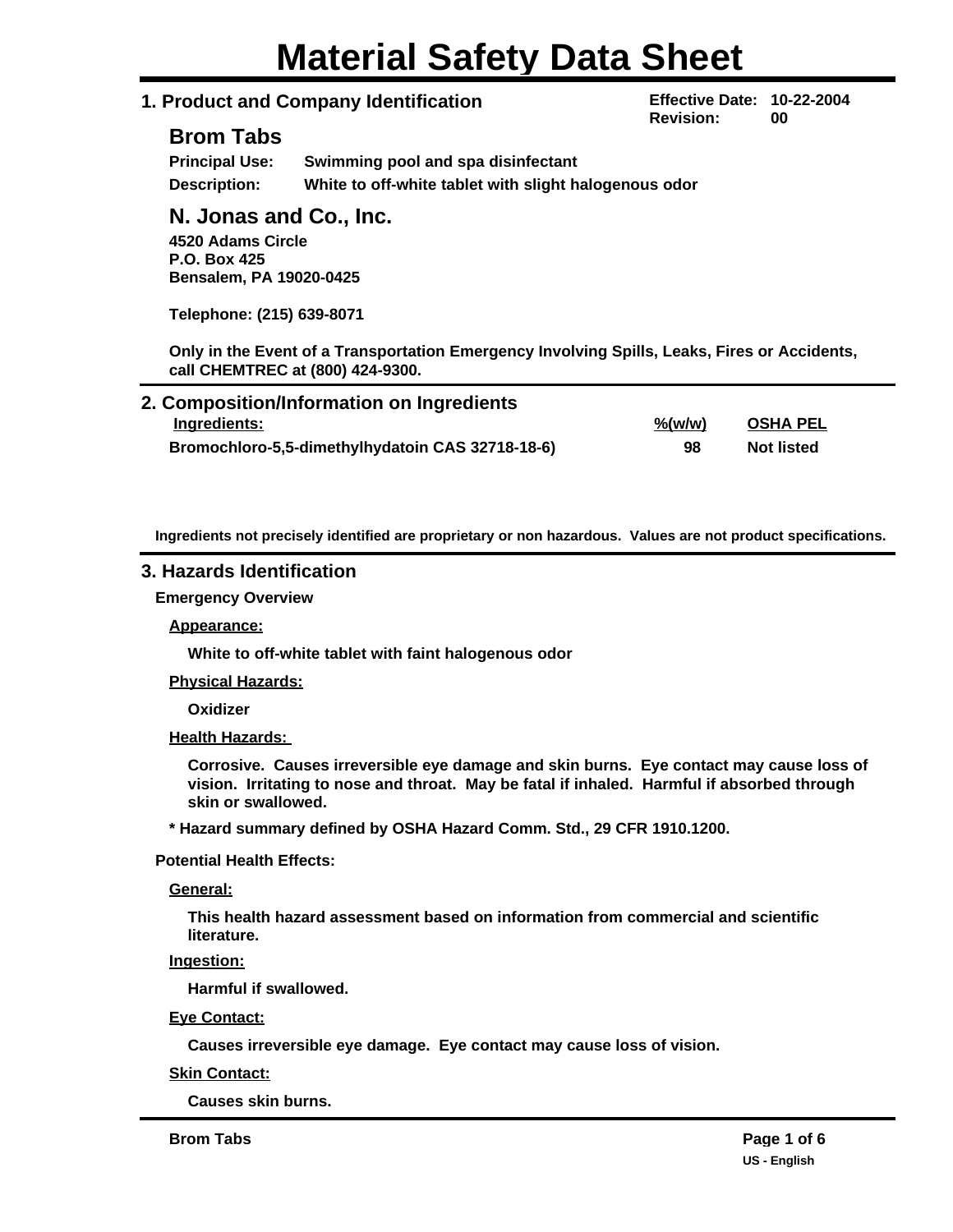# Material Safety Data Sheet

## 1. Product and Company Identification

**Effective Date:** 10-22-2004
**Revision:** 00

### Brom Tabs

**Principal Use:** Swimming pool and spa disinfectant

**Description:** White to off-white tablet with slight halogenous odor

### N. Jonas and Co., Inc.

**4520 Adams Circle**
**P.O. Box 425**
**Bensalem, PA 19020-0425**

**Telephone: (215) 639-8071**

**Only in the Event of a Transportation Emergency Involving Spills, Leaks, Fires or Accidents, call CHEMTREC at (800) 424-9300.**

## 2. Composition/Information on Ingredients

| Ingredients: | %(w/w) | OSHA PEL |
|---|---|---|
| Bromochloro-5,5-dimethylhydatoin CAS 32718-18-6) | 98 | Not listed |

**Ingredients not precisely identified are proprietary or non hazardous. Values are not product specifications.**

## 3. Hazards Identification

**Emergency Overview**

**Appearance:**

White to off-white tablet with faint halogenous odor

**Physical Hazards:**

Oxidizer

**Health Hazards:**

Corrosive. Causes irreversible eye damage and skin burns. Eye contact may cause loss of vision. Irritating to nose and throat. May be fatal if inhaled. Harmful if absorbed through skin or swallowed.

**\* Hazard summary defined by OSHA Hazard Comm. Std., 29 CFR 1910.1200.**

**Potential Health Effects:**

**General:**

This health hazard assessment based on information from commercial and scientific literature.

**Ingestion:**

Harmful if swallowed.

**Eye Contact:**

Causes irreversible eye damage. Eye contact may cause loss of vision.

**Skin Contact:**

Causes skin burns.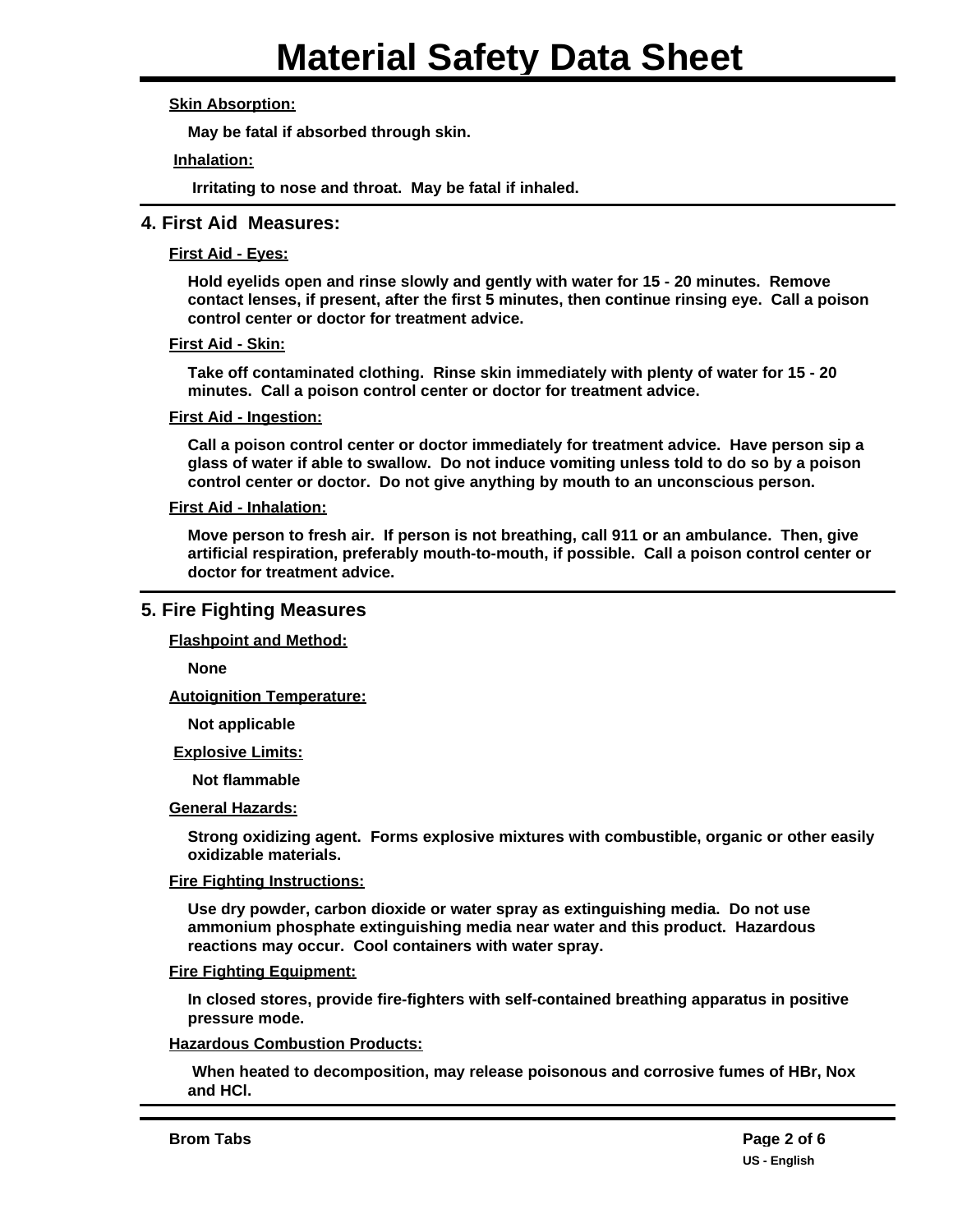**Skin Absorption:**

May be fatal if absorbed through skin.

**Inhalation:**

Irritating to nose and throat. May be fatal if inhaled.

## 4. First Aid Measures:

**First Aid - Eyes:**

Hold eyelids open and rinse slowly and gently with water for 15 - 20 minutes. Remove contact lenses, if present, after the first 5 minutes, then continue rinsing eye. Call a poison control center or doctor for treatment advice.

**First Aid - Skin:**

Take off contaminated clothing. Rinse skin immediately with plenty of water for 15 - 20 minutes. Call a poison control center or doctor for treatment advice.

**First Aid - Ingestion:**

Call a poison control center or doctor immediately for treatment advice. Have person sip a glass of water if able to swallow. Do not induce vomiting unless told to do so by a poison control center or doctor. Do not give anything by mouth to an unconscious person.

**First Aid - Inhalation:**

Move person to fresh air. If person is not breathing, call 911 or an ambulance. Then, give artificial respiration, preferably mouth-to-mouth, if possible. Call a poison control center or doctor for treatment advice.

## 5. Fire Fighting Measures

**Flashpoint and Method:**

None

**Autoignition Temperature:**

Not applicable

**Explosive Limits:**

Not flammable

**General Hazards:**

Strong oxidizing agent. Forms explosive mixtures with combustible, organic or other easily oxidizable materials.

**Fire Fighting Instructions:**

Use dry powder, carbon dioxide or water spray as extinguishing media. Do not use ammonium phosphate extinguishing media near water and this product. Hazardous reactions may occur. Cool containers with water spray.

**Fire Fighting Equipment:**

In closed stores, provide fire-fighters with self-contained breathing apparatus in positive pressure mode.

**Hazardous Combustion Products:**

When heated to decomposition, may release poisonous and corrosive fumes of HBr, Nox and HCl.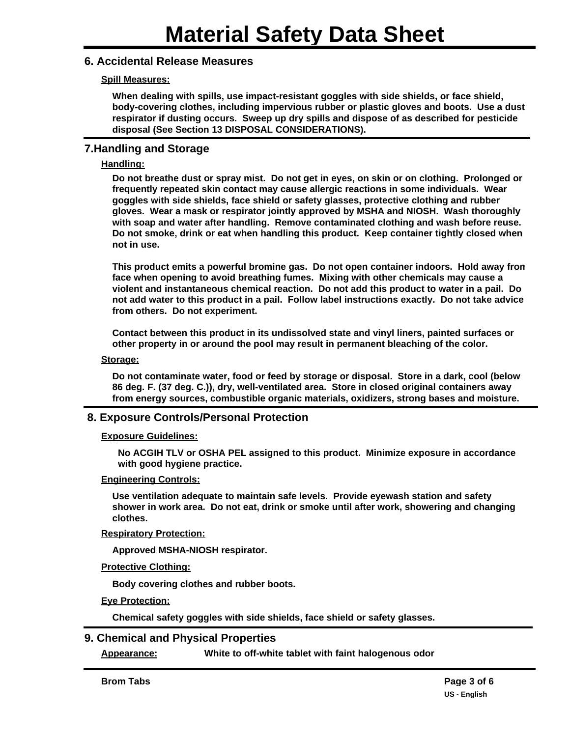## 6. Accidental Release Measures

**Spill Measures:**

When dealing with spills, use impact-resistant goggles with side shields, or face shield, body-covering clothes, including impervious rubber or plastic gloves and boots. Use a dust respirator if dusting occurs. Sweep up dry spills and dispose of as described for pesticide disposal (See Section 13 DISPOSAL CONSIDERATIONS).

## 7.Handling and Storage

**Handling:**

Do not breathe dust or spray mist. Do not get in eyes, on skin or on clothing. Prolonged or frequently repeated skin contact may cause allergic reactions in some individuals. Wear goggles with side shields, face shield or safety glasses, protective clothing and rubber gloves. Wear a mask or respirator jointly approved by MSHA and NIOSH. Wash thoroughly with soap and water after handling. Remove contaminated clothing and wash before reuse. Do not smoke, drink or eat when handling this product. Keep container tightly closed when not in use.

This product emits a powerful bromine gas. Do not open container indoors. Hold away from face when opening to avoid breathing fumes. Mixing with other chemicals may cause a violent and instantaneous chemical reaction. Do not add this product to water in a pail. Do not add water to this product in a pail. Follow label instructions exactly. Do not take advice from others. Do not experiment.

Contact between this product in its undissolved state and vinyl liners, painted surfaces or other property in or around the pool may result in permanent bleaching of the color.

**Storage:**

Do not contaminate water, food or feed by storage or disposal. Store in a dark, cool (below 86 deg. F. (37 deg. C.)), dry, well-ventilated area. Store in closed original containers away from energy sources, combustible organic materials, oxidizers, strong bases and moisture.

## 8. Exposure Controls/Personal Protection

**Exposure Guidelines:**

No ACGIH TLV or OSHA PEL assigned to this product. Minimize exposure in accordance with good hygiene practice.

**Engineering Controls:**

Use ventilation adequate to maintain safe levels. Provide eyewash station and safety shower in work area. Do not eat, drink or smoke until after work, showering and changing clothes.

**Respiratory Protection:**

Approved MSHA-NIOSH respirator.

**Protective Clothing:**

Body covering clothes and rubber boots.

**Eye Protection:**

Chemical safety goggles with side shields, face shield or safety glasses.

## 9. Chemical and Physical Properties

**Appearance:** White to off-white tablet with faint halogenous odor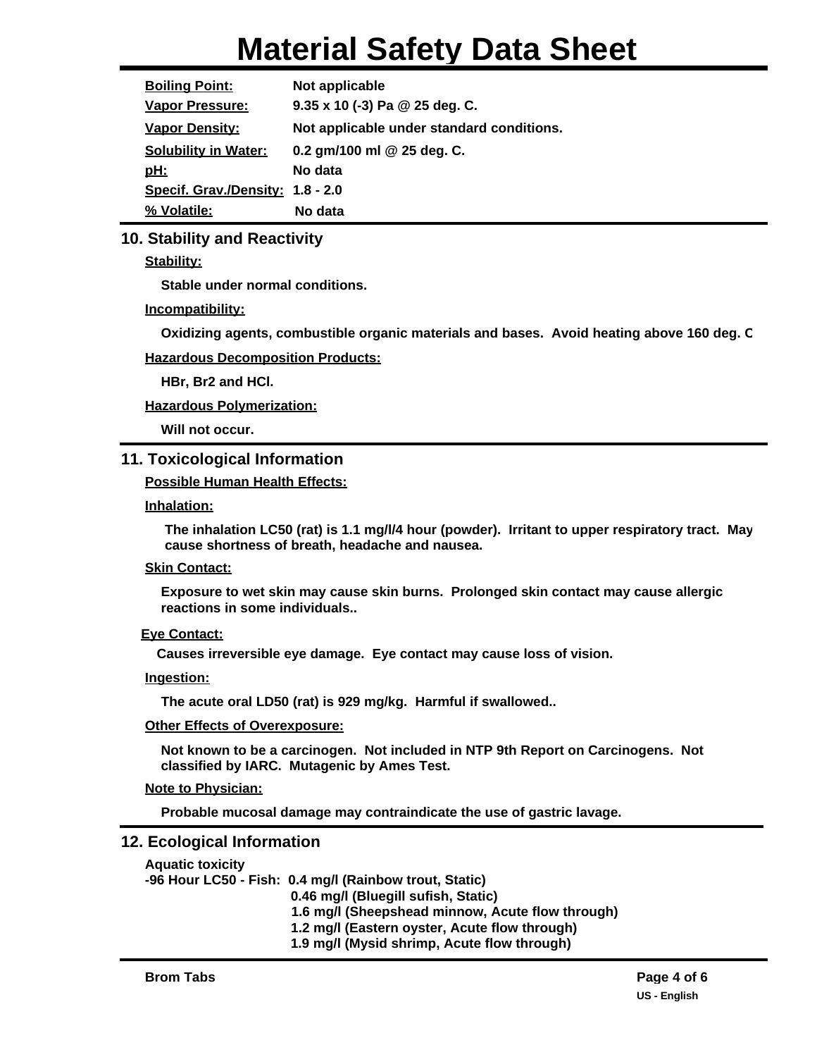# Material Safety Data Sheet

| | |
|---|---|
| **Boiling Point:** | Not applicable |
| **Vapor Pressure:** | 9.35 x 10 (-3) Pa @ 25 deg. C. |
| **Vapor Density:** | Not applicable under standard conditions. |
| **Solubility in Water:** | 0.2 gm/100 ml @ 25 deg. C. |
| **pH:** | No data |
| **Specif. Grav./Density:** | 1.8 - 2.0 |
| **% Volatile:** | No data |

## 10. Stability and Reactivity

**Stability:**

Stable under normal conditions.

**Incompatibility:**

Oxidizing agents, combustible organic materials and bases. Avoid heating above 160 deg. C

**Hazardous Decomposition Products:**

HBr, Br2 and HCl.

**Hazardous Polymerization:**

Will not occur.

## 11. Toxicological Information

**Possible Human Health Effects:**

**Inhalation:**

The inhalation LC50 (rat) is 1.1 mg/l/4 hour (powder). Irritant to upper respiratory tract. May cause shortness of breath, headache and nausea.

**Skin Contact:**

Exposure to wet skin may cause skin burns. Prolonged skin contact may cause allergic reactions in some individuals..

**Eye Contact:**

Causes irreversible eye damage. Eye contact may cause loss of vision.

**Ingestion:**

The acute oral LD50 (rat) is 929 mg/kg. Harmful if swallowed..

**Other Effects of Overexposure:**

Not known to be a carcinogen. Not included in NTP 9th Report on Carcinogens. Not classified by IARC. Mutagenic by Ames Test.

**Note to Physician:**

Probable mucosal damage may contraindicate the use of gastric lavage.

## 12. Ecological Information

**Aquatic toxicity**

**-96 Hour LC50 - Fish:** 0.4 mg/l (Rainbow trout, Static)
0.46 mg/l (Bluegill sufish, Static)
1.6 mg/l (Sheepshead minnow, Acute flow through)
1.2 mg/l (Eastern oyster, Acute flow through)
1.9 mg/l (Mysid shrimp, Acute flow through)

Brom Tabs

US - English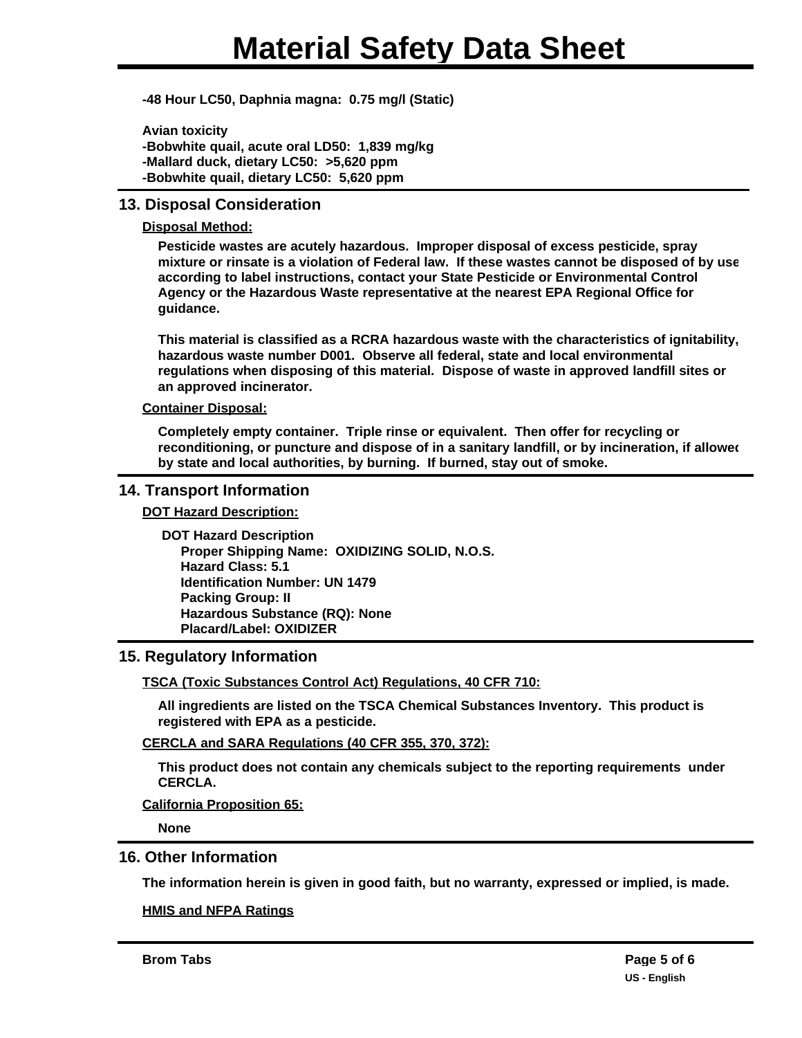-48 Hour LC50, Daphnia magna: 0.75 mg/l (Static)

Avian toxicity
-Bobwhite quail, acute oral LD50: 1,839 mg/kg
-Mallard duck, dietary LC50: >5,620 ppm
-Bobwhite quail, dietary LC50: 5,620 ppm

## 13. Disposal Consideration

**Disposal Method:**

Pesticide wastes are acutely hazardous. Improper disposal of excess pesticide, spray mixture or rinsate is a violation of Federal law. If these wastes cannot be disposed of by use according to label instructions, contact your State Pesticide or Environmental Control Agency or the Hazardous Waste representative at the nearest EPA Regional Office for guidance.

This material is classified as a RCRA hazardous waste with the characteristics of ignitability, hazardous waste number D001. Observe all federal, state and local environmental regulations when disposing of this material. Dispose of waste in approved landfill sites or an approved incinerator.

**Container Disposal:**

Completely empty container. Triple rinse or equivalent. Then offer for recycling or reconditioning, or puncture and dispose of in a sanitary landfill, or by incineration, if allowed by state and local authorities, by burning. If burned, stay out of smoke.

## 14. Transport Information

**DOT Hazard Description:**

DOT Hazard Description
Proper Shipping Name: OXIDIZING SOLID, N.O.S.
Hazard Class: 5.1
Identification Number: UN 1479
Packing Group: II
Hazardous Substance (RQ): None
Placard/Label: OXIDIZER

## 15. Regulatory Information

**TSCA (Toxic Substances Control Act) Regulations, 40 CFR 710:**

All ingredients are listed on the TSCA Chemical Substances Inventory. This product is registered with EPA as a pesticide.

**CERCLA and SARA Regulations (40 CFR 355, 370, 372):**

This product does not contain any chemicals subject to the reporting requirements under CERCLA.

**California Proposition 65:**

None

## 16. Other Information

The information herein is given in good faith, but no warranty, expressed or implied, is made.

**HMIS and NFPA Ratings**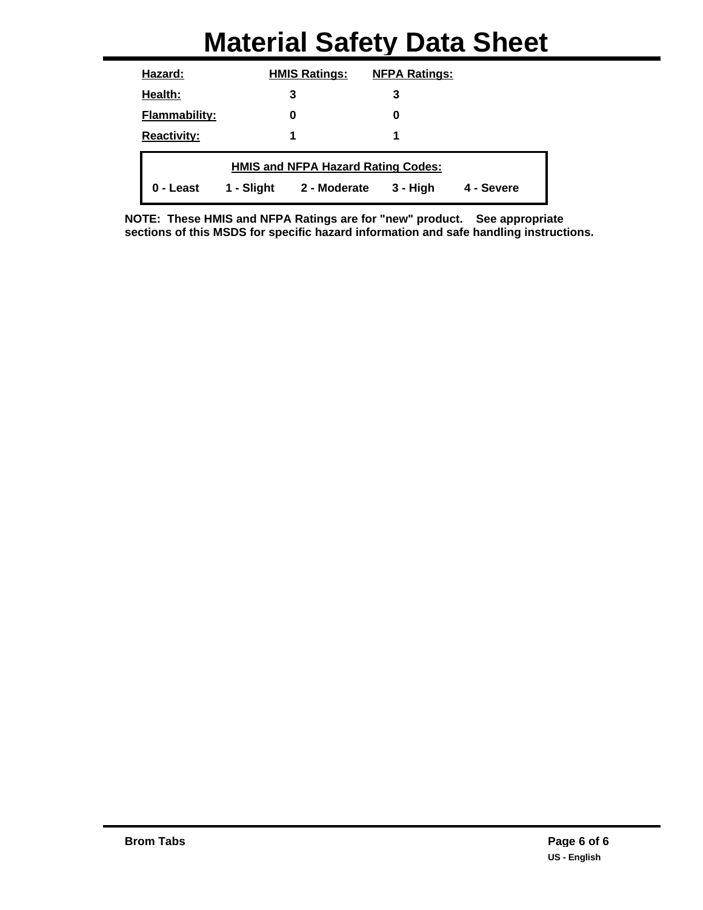# Material Safety Data Sheet

| Hazard: | HMIS Ratings: | NFPA Ratings: |
|---|---|---|
| Health: | 3 | 3 |
| Flammability: | 0 | 0 |
| Reactivity: | 1 | 1 |

**HMIS and NFPA Hazard Rating Codes:**

| 0 - Least | 1 - Slight | 2 - Moderate | 3 - High | 4 - Severe |
|---|---|---|---|---|

**NOTE: These HMIS and NFPA Ratings are for "new" product. See appropriate sections of this MSDS for specific hazard information and safe handling instructions.**